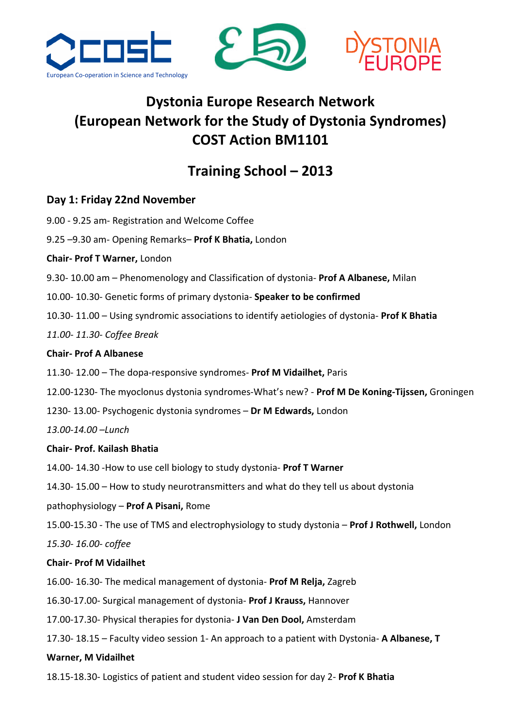European Co-operation in Science and Technology

# Dystonia Europe Research Network
# (European Network for the Study of Dystonia Syndromes)
# COST Action BM1101

## Training School – 2013

### Day 1: Friday 22nd November

9.00 - 9.25 am- Registration and Welcome Coffee

9.25 –9.30 am- Opening Remarks– **Prof K Bhatia,** London

**Chair- Prof T Warner,** London

9.30- 10.00 am – Phenomenology and Classification of dystonia- **Prof A Albanese,** Milan

10.00- 10.30- Genetic forms of primary dystonia- **Speaker to be confirmed**

10.30- 11.00 – Using syndromic associations to identify aetiologies of dystonia- **Prof K Bhatia**

*11.00- 11.30- Coffee Break*

**Chair- Prof A Albanese**

11.30- 12.00 – The dopa-responsive syndromes- **Prof M Vidailhet,** Paris

12.00-1230- The myoclonus dystonia syndromes-What's new? - **Prof M De Koning-Tijssen,** Groningen

1230- 13.00- Psychogenic dystonia syndromes – **Dr M Edwards,** London

*13.00-14.00 –Lunch*

**Chair- Prof. Kailash Bhatia**

14.00- 14.30 -How to use cell biology to study dystonia- **Prof T Warner**

14.30- 15.00 – How to study neurotransmitters and what do they tell us about dystonia pathophysiology – **Prof A Pisani,** Rome

15.00-15.30 - The use of TMS and electrophysiology to study dystonia – **Prof J Rothwell,** London

*15.30- 16.00- coffee*

**Chair- Prof M Vidailhet**

16.00- 16.30- The medical management of dystonia- **Prof M Relja,** Zagreb

16.30-17.00- Surgical management of dystonia- **Prof J Krauss,** Hannover

17.00-17.30- Physical therapies for dystonia- **J Van Den Dool,** Amsterdam

17.30- 18.15 – Faculty video session 1- An approach to a patient with Dystonia- **A Albanese, T Warner, M Vidailhet**

18.15-18.30- Logistics of patient and student video session for day 2- **Prof K Bhatia**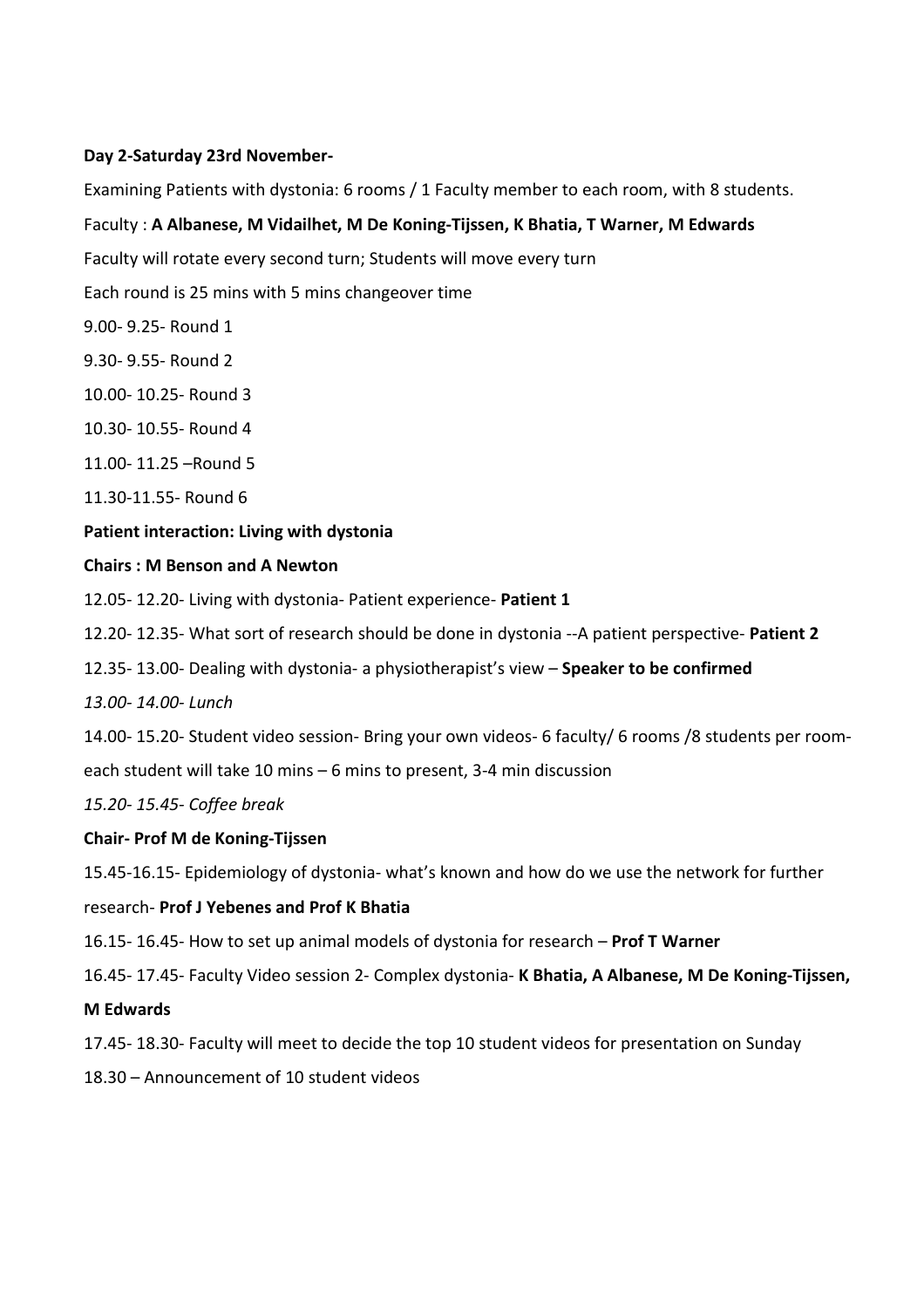**Day 2-Saturday 23rd November-**

Examining Patients with dystonia: 6 rooms / 1 Faculty member to each room, with 8 students.

Faculty : **A Albanese, M Vidailhet, M De Koning-Tijssen, K Bhatia, T Warner, M Edwards**

Faculty will rotate every second turn; Students will move every turn

Each round is 25 mins with 5 mins changeover time

9.00- 9.25- Round 1

9.30- 9.55- Round 2

10.00- 10.25- Round 3

10.30- 10.55- Round 4

11.00- 11.25 –Round 5

11.30-11.55- Round 6

**Patient interaction: Living with dystonia**

**Chairs : M Benson and A Newton**

12.05- 12.20- Living with dystonia- Patient experience- **Patient 1**

12.20- 12.35- What sort of research should be done in dystonia --A patient perspective- **Patient 2**

12.35- 13.00- Dealing with dystonia- a physiotherapist's view – **Speaker to be confirmed**

*13.00- 14.00- Lunch*

14.00- 15.20- Student video session- Bring your own videos- 6 faculty/ 6 rooms /8 students per room- each student will take 10 mins – 6 mins to present, 3-4 min discussion

*15.20- 15.45- Coffee break*

**Chair- Prof M de Koning-Tijssen**

15.45-16.15- Epidemiology of dystonia- what's known and how do we use the network for further research- **Prof J Yebenes and Prof K Bhatia**

16.15- 16.45- How to set up animal models of dystonia for research – **Prof T Warner**

16.45- 17.45- Faculty Video session 2- Complex dystonia- **K Bhatia, A Albanese, M De Koning-Tijssen, M Edwards**

17.45- 18.30- Faculty will meet to decide the top 10 student videos for presentation on Sunday

18.30 – Announcement of 10 student videos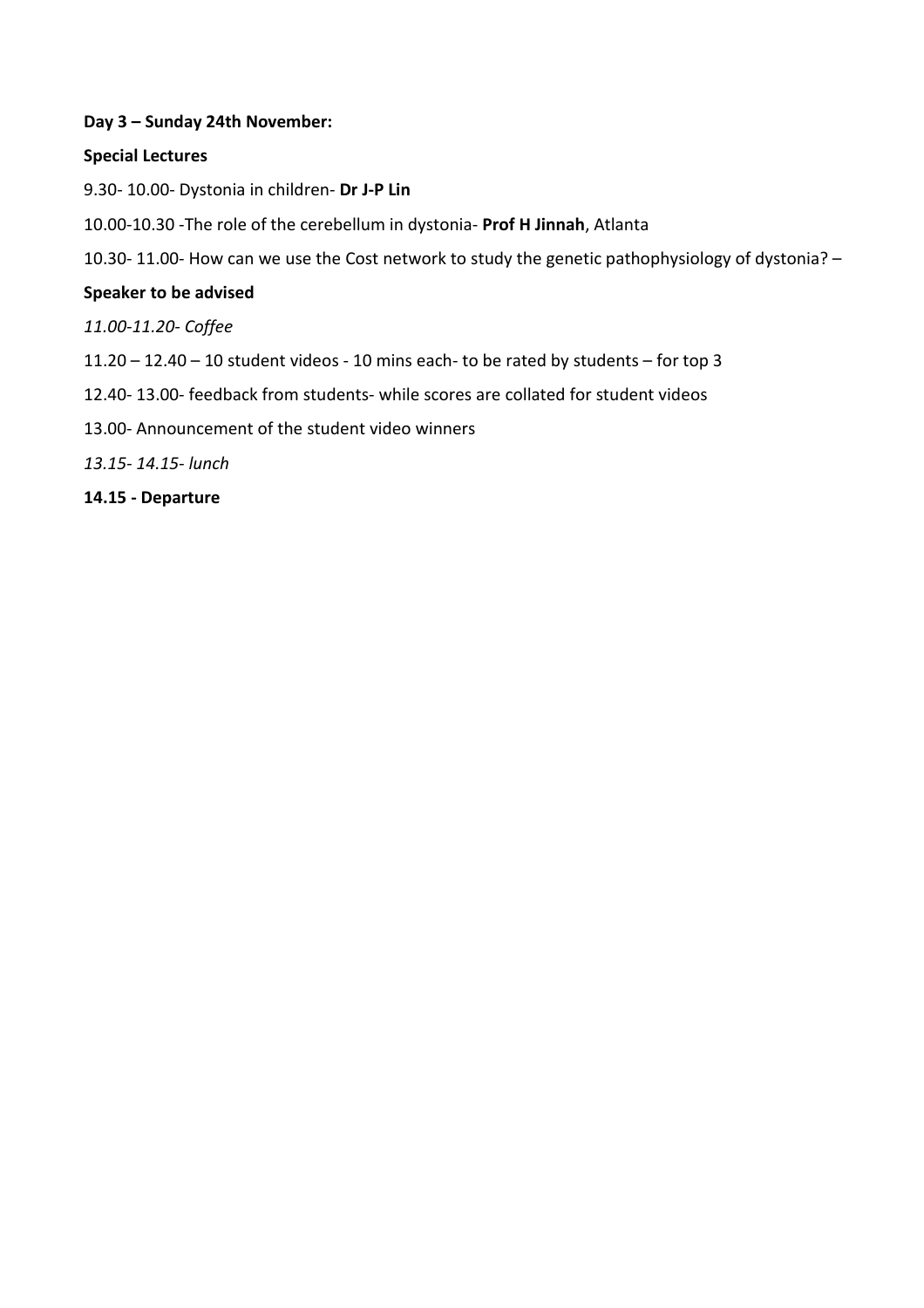**Day 3 – Sunday 24th November:**

**Special Lectures**

9.30- 10.00- Dystonia in children- **Dr J-P Lin**

10.00-10.30 -The role of the cerebellum in dystonia- **Prof H Jinnah**, Atlanta

10.30- 11.00- How can we use the Cost network to study the genetic pathophysiology of dystonia? –

**Speaker to be advised**

*11.00-11.20- Coffee*

11.20 – 12.40 – 10 student videos - 10 mins each- to be rated by students – for top 3

12.40- 13.00- feedback from students- while scores are collated for student videos

13.00- Announcement of the student video winners

*13.15- 14.15- lunch*

**14.15 - Departure**